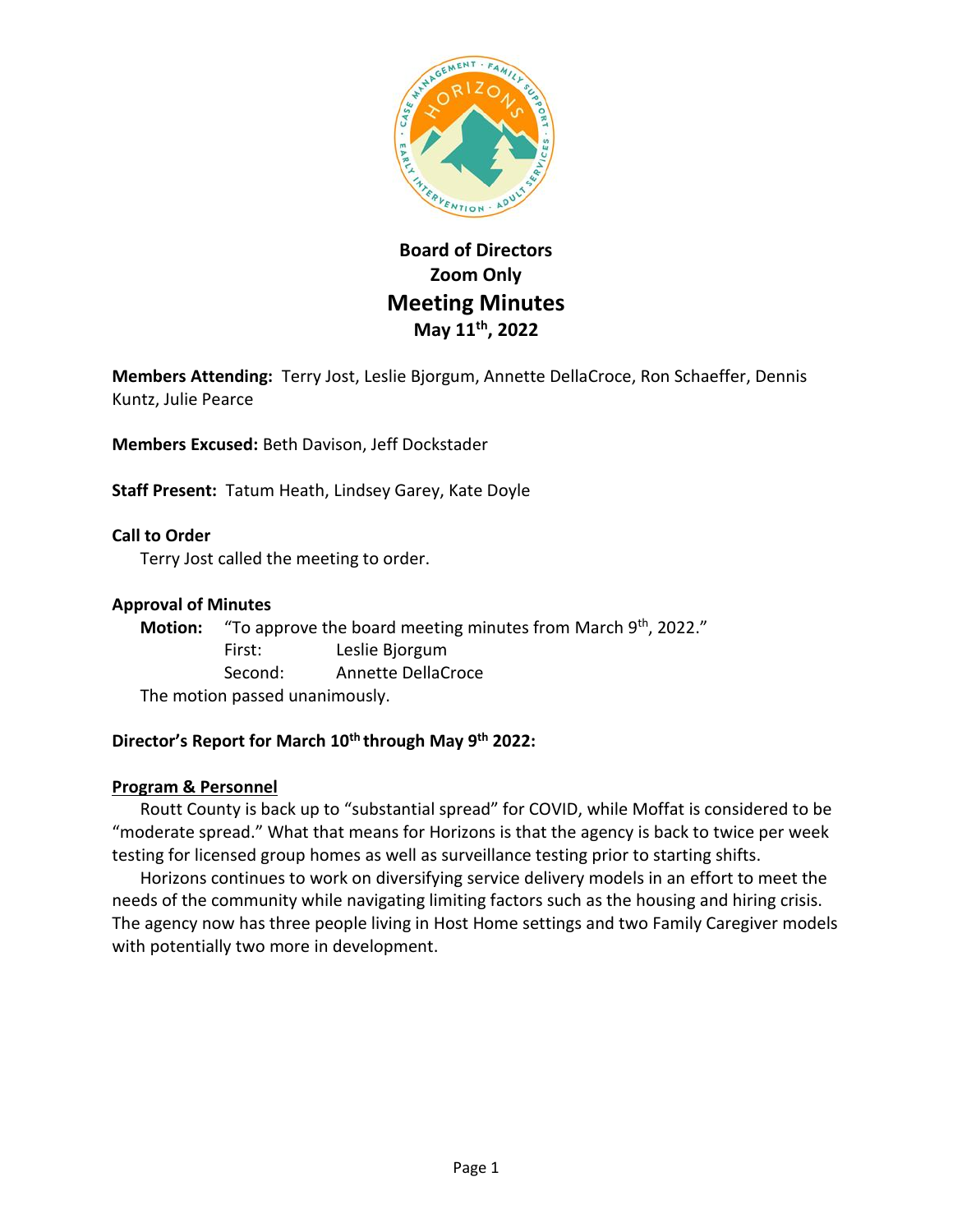# Board of Directors
## Zoom Only
# Meeting Minutes
### May 11th, 2022

**Members Attending:** Terry Jost, Leslie Bjorgum, Annette DellaCroce, Ron Schaeffer, Dennis Kuntz, Julie Pearce

**Members Excused:** Beth Davison, Jeff Dockstader

**Staff Present:** Tatum Heath, Lindsey Garey, Kate Doyle

**Call to Order**

Terry Jost called the meeting to order.

**Approval of Minutes**

**Motion:** "To approve the board meeting minutes from March 9th, 2022."

First: Leslie Bjorgum

Second: Annette DellaCroce

The motion passed unanimously.

**Director's Report for March 10th through May 9th 2022:**

**Program & Personnel**

Routt County is back up to "substantial spread" for COVID, while Moffat is considered to be "moderate spread." What that means for Horizons is that the agency is back to twice per week testing for licensed group homes as well as surveillance testing prior to starting shifts.

Horizons continues to work on diversifying service delivery models in an effort to meet the needs of the community while navigating limiting factors such as the housing and hiring crisis. The agency now has three people living in Host Home settings and two Family Caregiver models with potentially two more in development.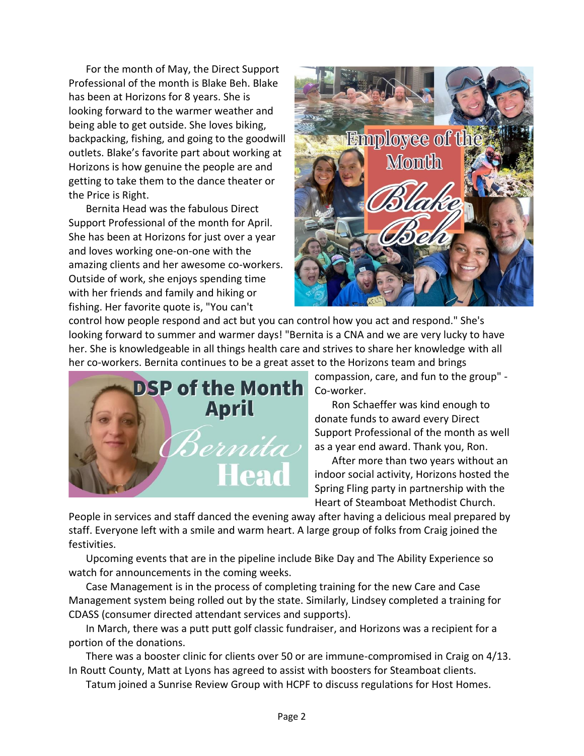For the month of May, the Direct Support Professional of the month is Blake Beh. Blake has been at Horizons for 8 years. She is looking forward to the warmer weather and being able to get outside. She loves biking, backpacking, fishing, and going to the goodwill outlets. Blake's favorite part about working at Horizons is how genuine the people are and getting to take them to the dance theater or the Price is Right.

Bernita Head was the fabulous Direct Support Professional of the month for April. She has been at Horizons for just over a year and loves working one-on-one with the amazing clients and her awesome co-workers. Outside of work, she enjoys spending time with her friends and family and hiking or fishing. Her favorite quote is, "You can't control how people respond and act but you can control how you act and respond." She's looking forward to summer and warmer days! "Bernita is a CNA and we are very lucky to have her. She is knowledgeable in all things health care and strives to share her knowledge with all her co-workers. Bernita continues to be a great asset to the Horizons team and brings compassion, care, and fun to the group" - Co-worker.

Ron Schaeffer was kind enough to donate funds to award every Direct Support Professional of the month as well as a year end award. Thank you, Ron.

After more than two years without an indoor social activity, Horizons hosted the Spring Fling party in partnership with the Heart of Steamboat Methodist Church. People in services and staff danced the evening away after having a delicious meal prepared by staff. Everyone left with a smile and warm heart. A large group of folks from Craig joined the festivities.

Upcoming events that are in the pipeline include Bike Day and The Ability Experience so watch for announcements in the coming weeks.

Case Management is in the process of completing training for the new Care and Case Management system being rolled out by the state. Similarly, Lindsey completed a training for CDASS (consumer directed attendant services and supports).

In March, there was a putt putt golf classic fundraiser, and Horizons was a recipient for a portion of the donations.

There was a booster clinic for clients over 50 or are immune-compromised in Craig on 4/13. In Routt County, Matt at Lyons has agreed to assist with boosters for Steamboat clients.

Tatum joined a Sunrise Review Group with HCPF to discuss regulations for Host Homes.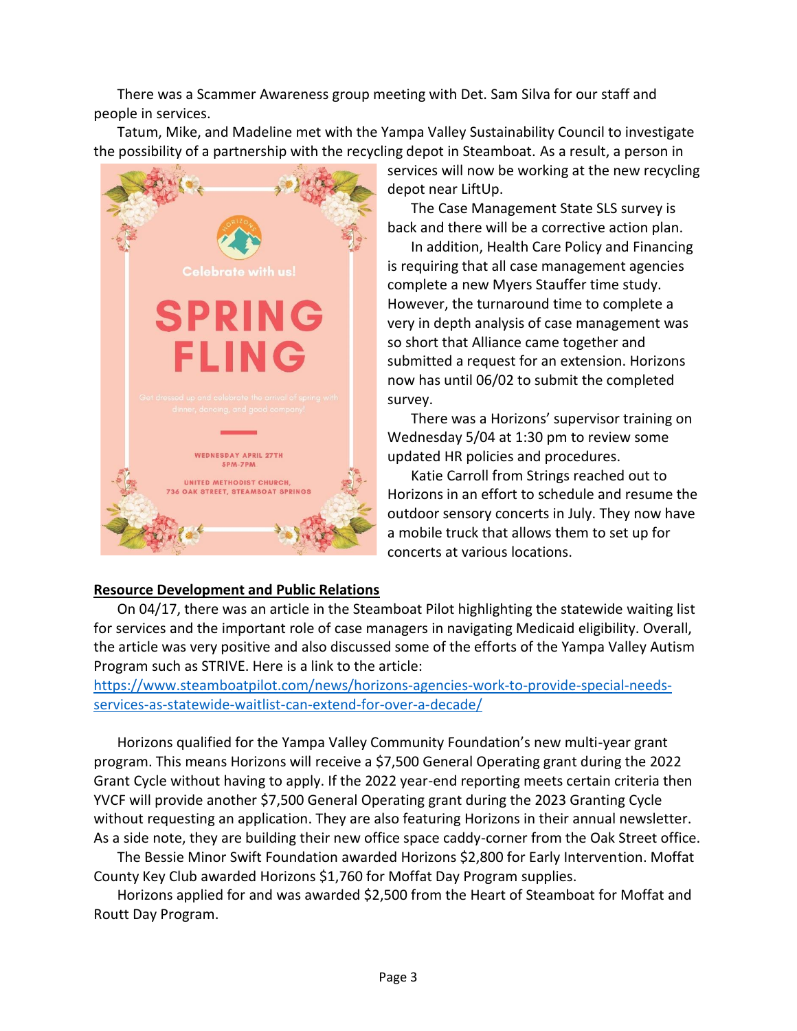There was a Scammer Awareness group meeting with Det. Sam Silva for our staff and people in services.

Tatum, Mike, and Madeline met with the Yampa Valley Sustainability Council to investigate the possibility of a partnership with the recycling depot in Steamboat. As a result, a person in services will now be working at the new recycling depot near LiftUp.

The Case Management State SLS survey is back and there will be a corrective action plan.

In addition, Health Care Policy and Financing is requiring that all case management agencies complete a new Myers Stauffer time study. However, the turnaround time to complete a very in depth analysis of case management was so short that Alliance came together and submitted a request for an extension. Horizons now has until 06/02 to submit the completed survey.

There was a Horizons' supervisor training on Wednesday 5/04 at 1:30 pm to review some updated HR policies and procedures.

Katie Carroll from Strings reached out to Horizons in an effort to schedule and resume the outdoor sensory concerts in July. They now have a mobile truck that allows them to set up for concerts at various locations.

Celebrate with us!

**SPRING FLING**

Get dressed up and celebrate the arrival of spring with dinner, dancing, and good company!

WEDNESDAY APRIL 27TH
5PM-7PM

UNITED METHODIST CHURCH,
736 OAK STREET, STEAMBOAT SPRINGS

**Resource Development and Public Relations**

On 04/17, there was an article in the Steamboat Pilot highlighting the statewide waiting list for services and the important role of case managers in navigating Medicaid eligibility. Overall, the article was very positive and also discussed some of the efforts of the Yampa Valley Autism Program such as STRIVE. Here is a link to the article: [https://www.steamboatpilot.com/news/horizons-agencies-work-to-provide-special-needs-services-as-statewide-waitlist-can-extend-for-over-a-decade/](https://www.steamboatpilot.com/news/horizons-agencies-work-to-provide-special-needs-services-as-statewide-waitlist-can-extend-for-over-a-decade/)

Horizons qualified for the Yampa Valley Community Foundation's new multi-year grant program. This means Horizons will receive a $7,500 General Operating grant during the 2022 Grant Cycle without having to apply. If the 2022 year-end reporting meets certain criteria then YVCF will provide another $7,500 General Operating grant during the 2023 Granting Cycle without requesting an application. They are also featuring Horizons in their annual newsletter. As a side note, they are building their new office space caddy-corner from the Oak Street office.

The Bessie Minor Swift Foundation awarded Horizons $2,800 for Early Intervention. Moffat County Key Club awarded Horizons $1,760 for Moffat Day Program supplies.

Horizons applied for and was awarded $2,500 from the Heart of Steamboat for Moffat and Routt Day Program.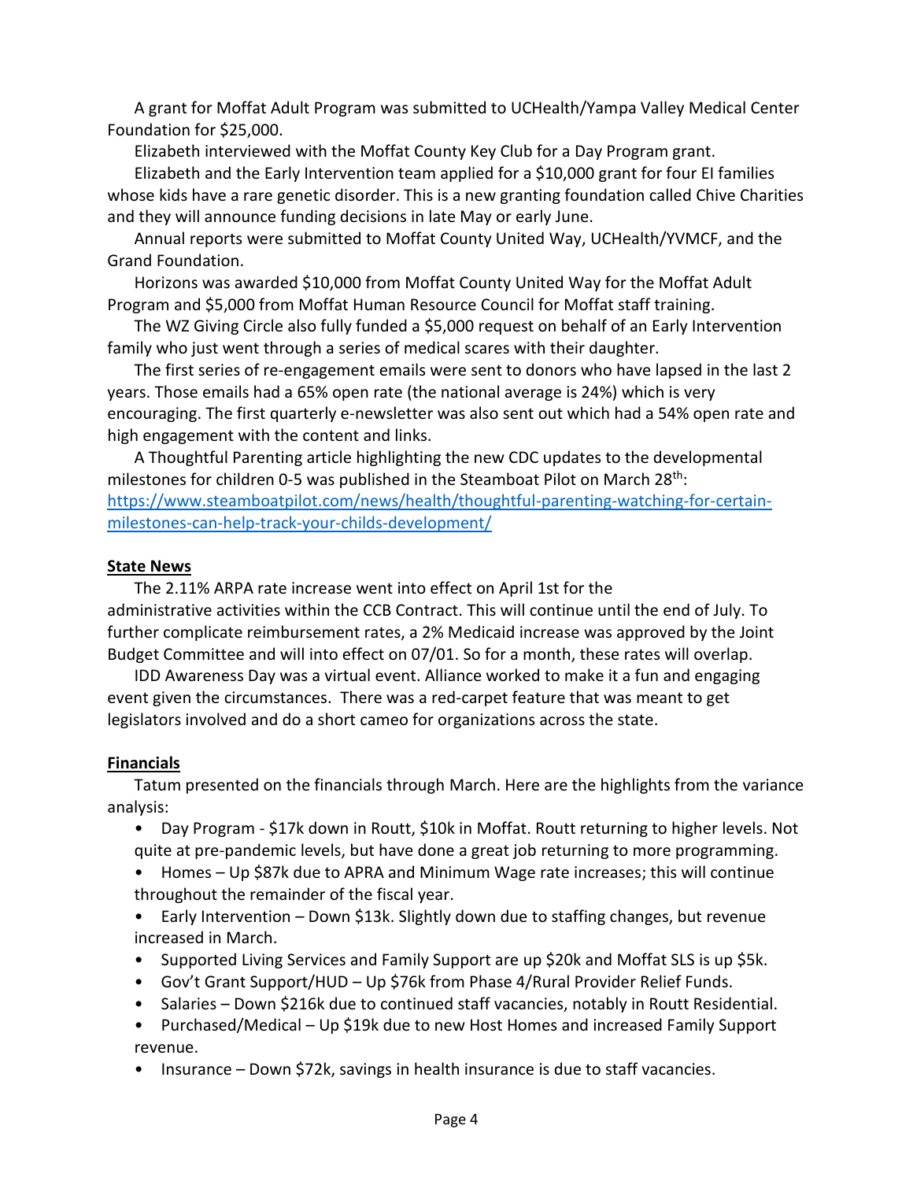A grant for Moffat Adult Program was submitted to UCHealth/Yampa Valley Medical Center Foundation for $25,000.

Elizabeth interviewed with the Moffat County Key Club for a Day Program grant.

Elizabeth and the Early Intervention team applied for a $10,000 grant for four EI families whose kids have a rare genetic disorder. This is a new granting foundation called Chive Charities and they will announce funding decisions in late May or early June.

Annual reports were submitted to Moffat County United Way, UCHealth/YVMCF, and the Grand Foundation.

Horizons was awarded $10,000 from Moffat County United Way for the Moffat Adult Program and $5,000 from Moffat Human Resource Council for Moffat staff training.

The WZ Giving Circle also fully funded a $5,000 request on behalf of an Early Intervention family who just went through a series of medical scares with their daughter.

The first series of re-engagement emails were sent to donors who have lapsed in the last 2 years. Those emails had a 65% open rate (the national average is 24%) which is very encouraging. The first quarterly e-newsletter was also sent out which had a 54% open rate and high engagement with the content and links.

A Thoughtful Parenting article highlighting the new CDC updates to the developmental milestones for children 0-5 was published in the Steamboat Pilot on March 28th: [https://www.steamboatpilot.com/news/health/thoughtful-parenting-watching-for-certain-milestones-can-help-track-your-childs-development/](https://www.steamboatpilot.com/news/health/thoughtful-parenting-watching-for-certain-milestones-can-help-track-your-childs-development/)

## State News

The 2.11% ARPA rate increase went into effect on April 1st for the administrative activities within the CCB Contract. This will continue until the end of July. To further complicate reimbursement rates, a 2% Medicaid increase was approved by the Joint Budget Committee and will into effect on 07/01. So for a month, these rates will overlap.

IDD Awareness Day was a virtual event. Alliance worked to make it a fun and engaging event given the circumstances. There was a red-carpet feature that was meant to get legislators involved and do a short cameo for organizations across the state.

## Financials

Tatum presented on the financials through March. Here are the highlights from the variance analysis:

- Day Program - $17k down in Routt, $10k in Moffat. Routt returning to higher levels. Not quite at pre-pandemic levels, but have done a great job returning to more programming.
- Homes – Up $87k due to APRA and Minimum Wage rate increases; this will continue throughout the remainder of the fiscal year.
- Early Intervention – Down $13k. Slightly down due to staffing changes, but revenue increased in March.
- Supported Living Services and Family Support are up $20k and Moffat SLS is up $5k.
- Gov't Grant Support/HUD – Up $76k from Phase 4/Rural Provider Relief Funds.
- Salaries – Down $216k due to continued staff vacancies, notably in Routt Residential.
- Purchased/Medical – Up $19k due to new Host Homes and increased Family Support revenue.
- Insurance – Down $72k, savings in health insurance is due to staff vacancies.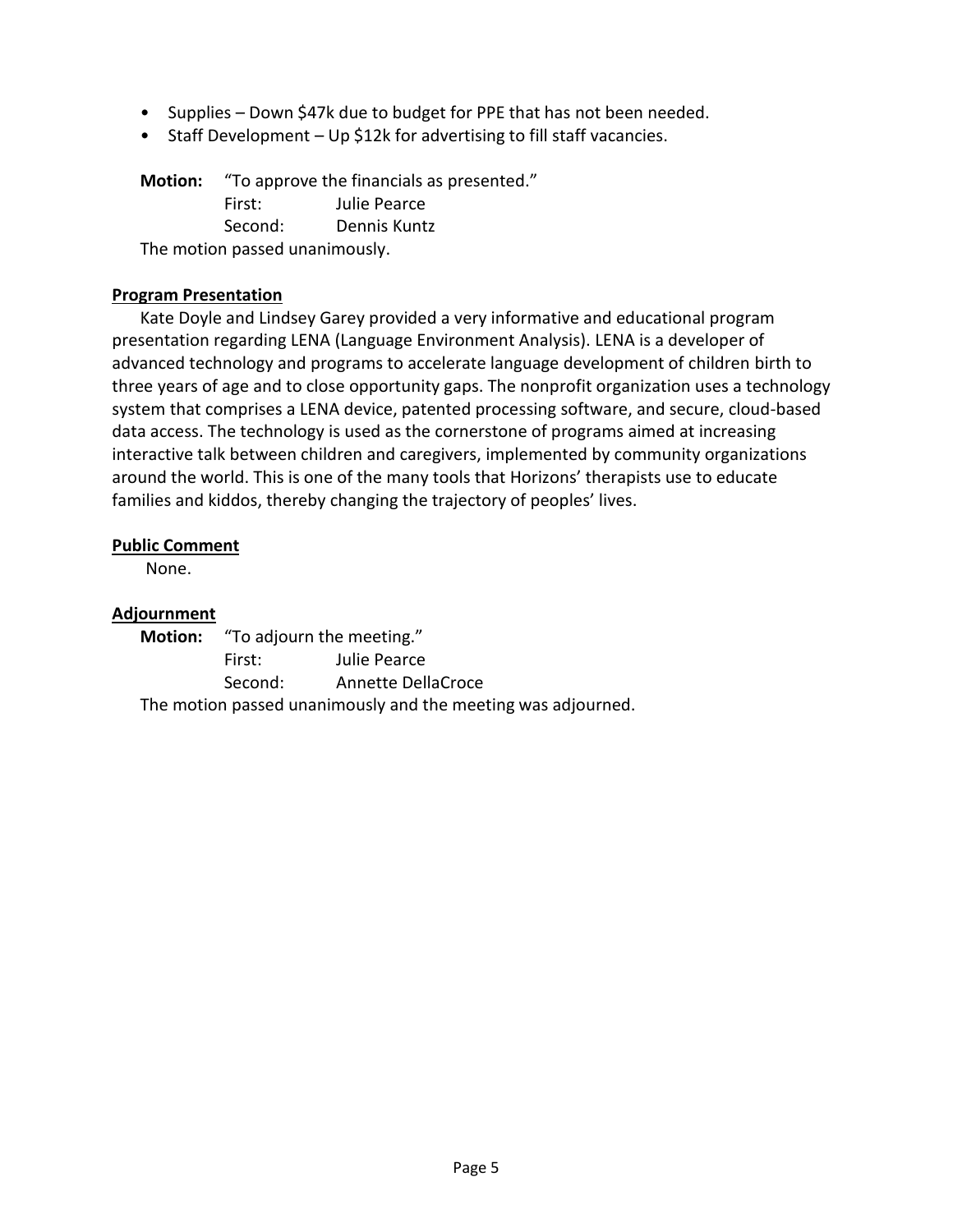- Supplies – Down $47k due to budget for PPE that has not been needed.
- Staff Development – Up $12k for advertising to fill staff vacancies.

**Motion:** "To approve the financials as presented."
First: Julie Pearce
Second: Dennis Kuntz
The motion passed unanimously.

**Program Presentation**

Kate Doyle and Lindsey Garey provided a very informative and educational program presentation regarding LENA (Language Environment Analysis). LENA is a developer of advanced technology and programs to accelerate language development of children birth to three years of age and to close opportunity gaps. The nonprofit organization uses a technology system that comprises a LENA device, patented processing software, and secure, cloud-based data access. The technology is used as the cornerstone of programs aimed at increasing interactive talk between children and caregivers, implemented by community organizations around the world. This is one of the many tools that Horizons' therapists use to educate families and kiddos, thereby changing the trajectory of peoples' lives.

**Public Comment**

None.

**Adjournment**

**Motion:** "To adjourn the meeting."
First: Julie Pearce
Second: Annette DellaCroce
The motion passed unanimously and the meeting was adjourned.